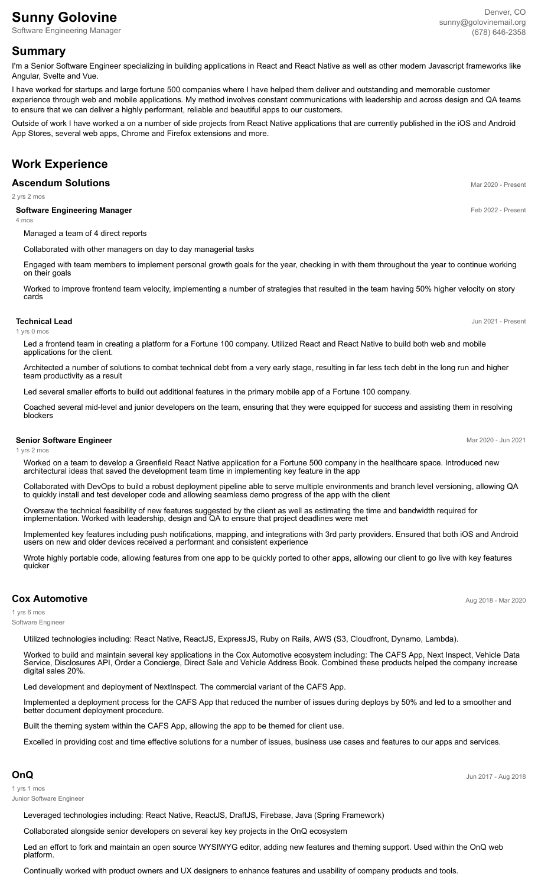# Sunny Golovine

Software Engineering Manager

Denver, CO
sunny@golovinemail.org
(678) 646-2358

## Summary

I'm a Senior Software Engineer specializing in building applications in React and React Native as well as other modern Javascript frameworks like Angular, Svelte and Vue.

I have worked for startups and large fortune 500 companies where I have helped them deliver and outstanding and memorable customer experience through web and mobile applications. My method involves constant communications with leadership and across design and QA teams to ensure that we can deliver a highly performant, reliable and beautiful apps to our customers.

Outside of work I have worked a on a number of side projects from React Native applications that are currently published in the iOS and Android App Stores, several web apps, Chrome and Firefox extensions and more.

## Work Experience

### Ascendum Solutions

Mar 2020 - Present

2 yrs 2 mos

**Software Engineering Manager** — Feb 2022 - Present

4 mos

- Managed a team of 4 direct reports
- Collaborated with other managers on day to day managerial tasks
- Engaged with team members to implement personal growth goals for the year, checking in with them throughout the year to continue working on their goals
- Worked to improve frontend team velocity, implementing a number of strategies that resulted in the team having 50% higher velocity on story cards

**Technical Lead** — Jun 2021 - Present

1 yrs 0 mos

- Led a frontend team in creating a platform for a Fortune 100 company. Utilized React and React Native to build both web and mobile applications for the client.
- Architected a number of solutions to combat technical debt from a very early stage, resulting in far less tech debt in the long run and higher team productivity as a result
- Led several smaller efforts to build out additional features in the primary mobile app of a Fortune 100 company.
- Coached several mid-level and junior developers on the team, ensuring that they were equipped for success and assisting them in resolving blockers

**Senior Software Engineer** — Mar 2020 - Jun 2021

1 yrs 2 mos

- Worked on a team to develop a Greenfield React Native application for a Fortune 500 company in the healthcare space. Introduced new architectural ideas that saved the development team time in implementing key feature in the app
- Collaborated with DevOps to build a robust deployment pipeline able to serve multiple environments and branch level versioning, allowing QA to quickly install and test developer code and allowing seamless demo progress of the app with the client
- Oversaw the technical feasibility of new features suggested by the client as well as estimating the time and bandwidth required for implementation. Worked with leadership, design and QA to ensure that project deadlines were met
- Implemented key features including push notifications, mapping, and integrations with 3rd party providers. Ensured that both iOS and Android users on new and older devices received a performant and consistent experience
- Wrote highly portable code, allowing features from one app to be quickly ported to other apps, allowing our client to go live with key features quicker

### Cox Automotive

Aug 2018 - Mar 2020

1 yrs 6 mos

Software Engineer

- Utilized technologies including: React Native, ReactJS, ExpressJS, Ruby on Rails, AWS (S3, Cloudfront, Dynamo, Lambda).
- Worked to build and maintain several key applications in the Cox Automotive ecosystem including: The CAFS App, Next Inspect, Vehicle Data Service, Disclosures API, Order a Concierge, Direct Sale and Vehicle Address Book. Combined these products helped the company increase digital sales 20%.
- Led development and deployment of NextInspect. The commercial variant of the CAFS App.
- Implemented a deployment process for the CAFS App that reduced the number of issues during deploys by 50% and led to a smoother and better document deployment procedure.
- Built the theming system within the CAFS App, allowing the app to be themed for client use.
- Excelled in providing cost and time effective solutions for a number of issues, business use cases and features to our apps and services.

### OnQ

Jun 2017 - Aug 2018

1 yrs 1 mos

Junior Software Engineer

- Leveraged technologies including: React Native, ReactJS, DraftJS, Firebase, Java (Spring Framework)
- Collaborated alongside senior developers on several key key projects in the OnQ ecosystem
- Led an effort to fork and maintain an open source WYSIWYG editor, adding new features and theming support. Used within the OnQ web platform.
- Continually worked with product owners and UX designers to enhance features and usability of company products and tools.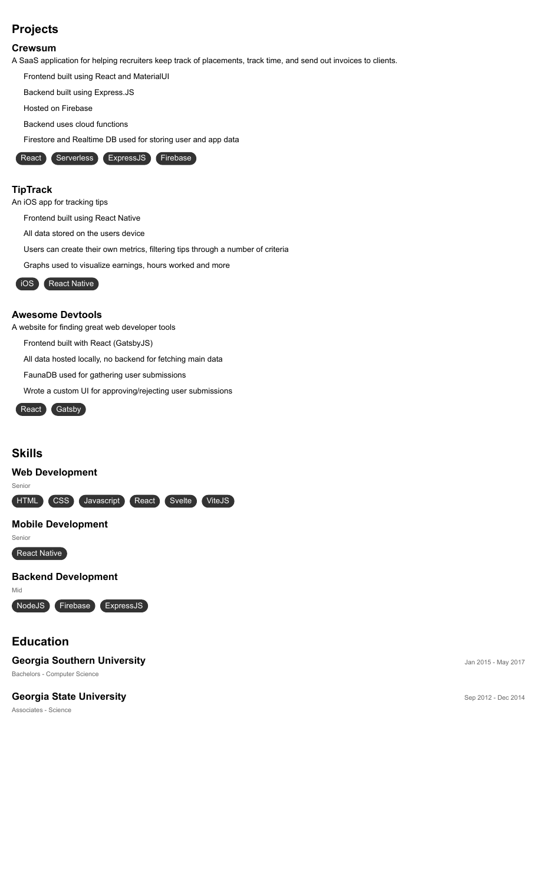## Projects

### Crewsum

A SaaS application for helping recruiters keep track of placements, track time, and send out invoices to clients.

- Frontend built using React and MaterialUI
- Backend built using Express.JS
- Hosted on Firebase
- Backend uses cloud functions
- Firestore and Realtime DB used for storing user and app data

React | Serverless | ExpressJS | Firebase

### TipTrack

An iOS app for tracking tips

- Frontend built using React Native
- All data stored on the users device
- Users can create their own metrics, filtering tips through a number of criteria
- Graphs used to visualize earnings, hours worked and more

iOS | React Native

### Awesome Devtools

A website for finding great web developer tools

- Frontend built with React (GatsbyJS)
- All data hosted locally, no backend for fetching main data
- FaunaDB used for gathering user submissions
- Wrote a custom UI for approving/rejecting user submissions

React | Gatsby

## Skills

### Web Development

Senior

HTML | CSS | Javascript | React | Svelte | ViteJS

### Mobile Development

Senior

React Native

### Backend Development

Mid

NodeJS | Firebase | ExpressJS

## Education

### Georgia Southern University

Jan 2015 - May 2017

Bachelors - Computer Science

### Georgia State University

Sep 2012 - Dec 2014

Associates - Science